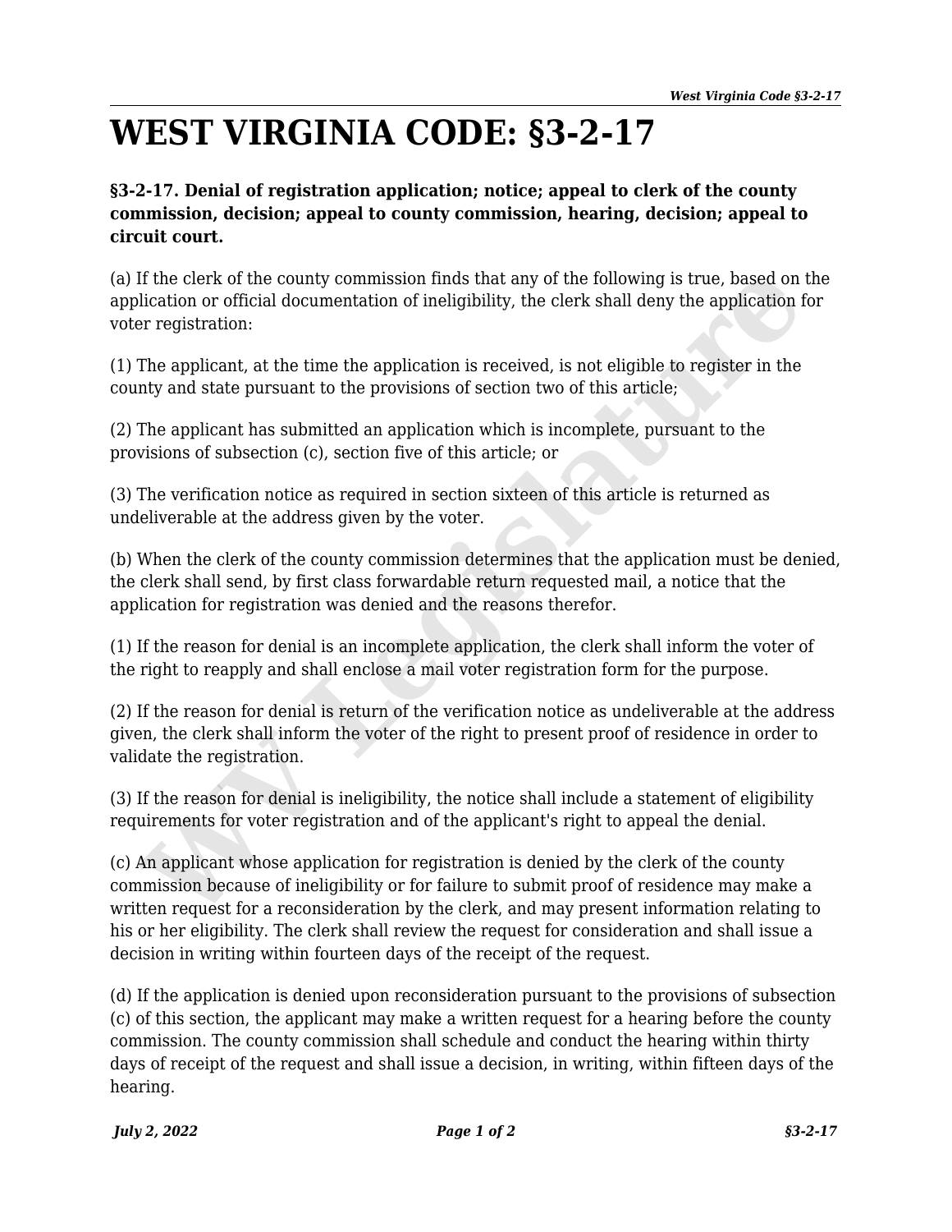# WEST VIRGINIA CODE: §3-2-17

**§3-2-17. Denial of registration application; notice; appeal to clerk of the county commission, decision; appeal to county commission, hearing, decision; appeal to circuit court.**

(a) If the clerk of the county commission finds that any of the following is true, based on the application or official documentation of ineligibility, the clerk shall deny the application for voter registration:

(1) The applicant, at the time the application is received, is not eligible to register in the county and state pursuant to the provisions of section two of this article;

(2) The applicant has submitted an application which is incomplete, pursuant to the provisions of subsection (c), section five of this article; or

(3) The verification notice as required in section sixteen of this article is returned as undeliverable at the address given by the voter.

(b) When the clerk of the county commission determines that the application must be denied, the clerk shall send, by first class forwardable return requested mail, a notice that the application for registration was denied and the reasons therefor.

(1) If the reason for denial is an incomplete application, the clerk shall inform the voter of the right to reapply and shall enclose a mail voter registration form for the purpose.

(2) If the reason for denial is return of the verification notice as undeliverable at the address given, the clerk shall inform the voter of the right to present proof of residence in order to validate the registration.

(3) If the reason for denial is ineligibility, the notice shall include a statement of eligibility requirements for voter registration and of the applicant's right to appeal the denial.

(c) An applicant whose application for registration is denied by the clerk of the county commission because of ineligibility or for failure to submit proof of residence may make a written request for a reconsideration by the clerk, and may present information relating to his or her eligibility. The clerk shall review the request for consideration and shall issue a decision in writing within fourteen days of the receipt of the request.

(d) If the application is denied upon reconsideration pursuant to the provisions of subsection (c) of this section, the applicant may make a written request for a hearing before the county commission. The county commission shall schedule and conduct the hearing within thirty days of receipt of the request and shall issue a decision, in writing, within fifteen days of the hearing.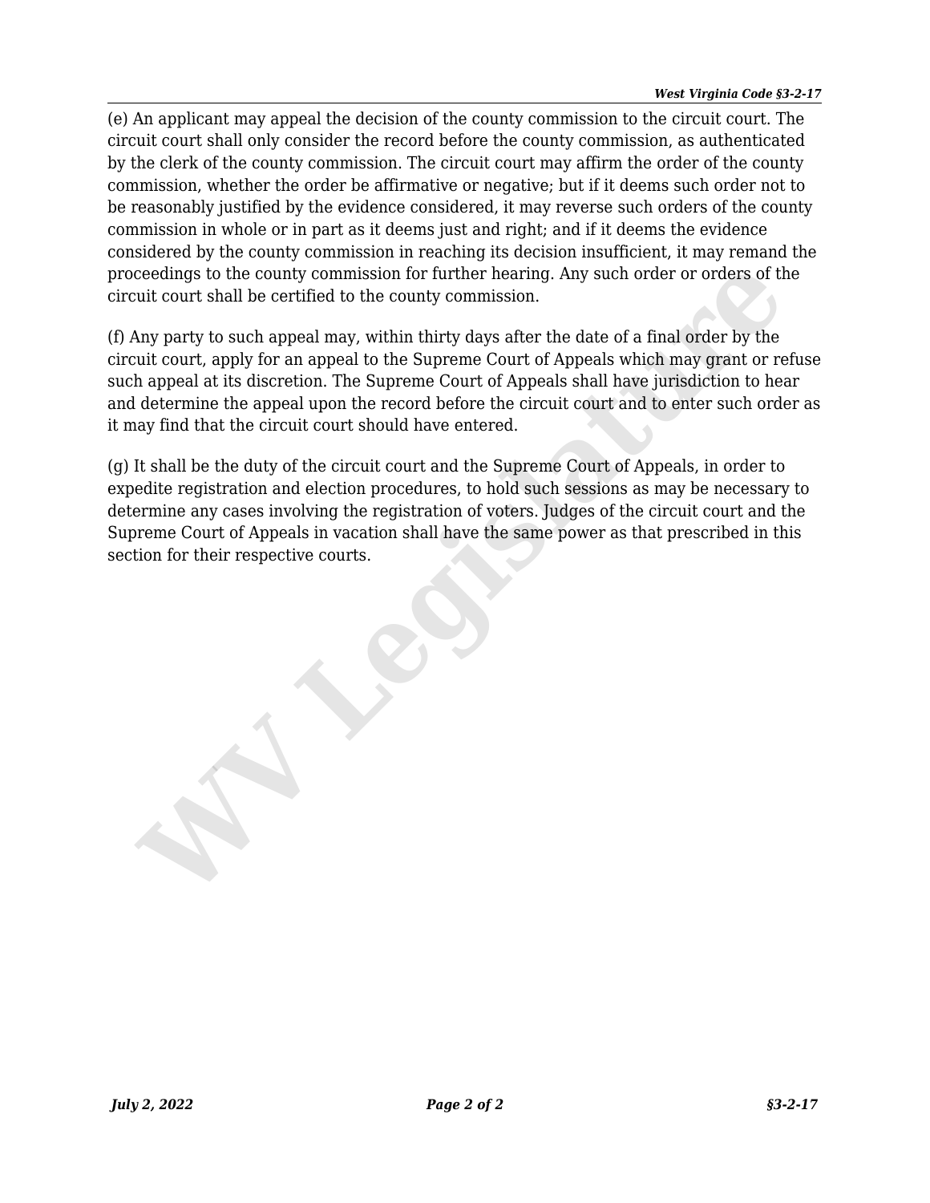(e) An applicant may appeal the decision of the county commission to the circuit court. The circuit court shall only consider the record before the county commission, as authenticated by the clerk of the county commission. The circuit court may affirm the order of the county commission, whether the order be affirmative or negative; but if it deems such order not to be reasonably justified by the evidence considered, it may reverse such orders of the county commission in whole or in part as it deems just and right; and if it deems the evidence considered by the county commission in reaching its decision insufficient, it may remand the proceedings to the county commission for further hearing. Any such order or orders of the circuit court shall be certified to the county commission.

(f) Any party to such appeal may, within thirty days after the date of a final order by the circuit court, apply for an appeal to the Supreme Court of Appeals which may grant or refuse such appeal at its discretion. The Supreme Court of Appeals shall have jurisdiction to hear and determine the appeal upon the record before the circuit court and to enter such order as it may find that the circuit court should have entered.

(g) It shall be the duty of the circuit court and the Supreme Court of Appeals, in order to expedite registration and election procedures, to hold such sessions as may be necessary to determine any cases involving the registration of voters. Judges of the circuit court and the Supreme Court of Appeals in vacation shall have the same power as that prescribed in this section for their respective courts.